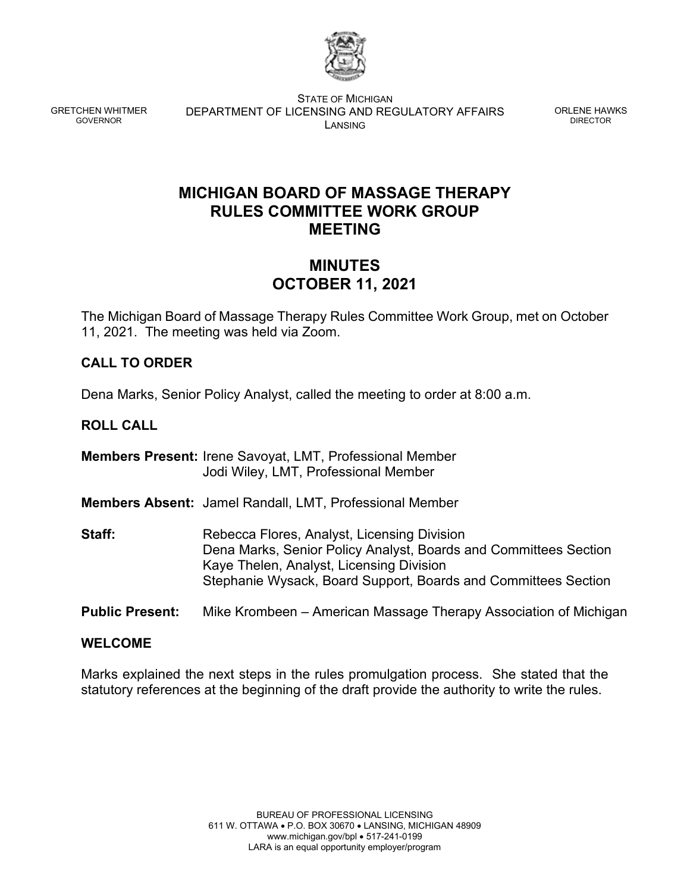GRETCHEN WHITMER
GOVERNOR

STATE OF MICHIGAN
DEPARTMENT OF LICENSING AND REGULATORY AFFAIRS
LANSING

ORLENE HAWKS
DIRECTOR

# MICHIGAN BOARD OF MASSAGE THERAPY RULES COMMITTEE WORK GROUP MEETING

## MINUTES
## OCTOBER 11, 2021

The Michigan Board of Massage Therapy Rules Committee Work Group, met on October 11, 2021. The meeting was held via Zoom.

### CALL TO ORDER

Dena Marks, Senior Policy Analyst, called the meeting to order at 8:00 a.m.

### ROLL CALL

**Members Present:** Irene Savoyat, LMT, Professional Member
Jodi Wiley, LMT, Professional Member

**Members Absent:** Jamel Randall, LMT, Professional Member

**Staff:** Rebecca Flores, Analyst, Licensing Division
Dena Marks, Senior Policy Analyst, Boards and Committees Section
Kaye Thelen, Analyst, Licensing Division
Stephanie Wysack, Board Support, Boards and Committees Section

**Public Present:** Mike Krombeen – American Massage Therapy Association of Michigan

### WELCOME

Marks explained the next steps in the rules promulgation process. She stated that the statutory references at the beginning of the draft provide the authority to write the rules.

BUREAU OF PROFESSIONAL LICENSING
611 W. OTTAWA • P.O. BOX 30670 • LANSING, MICHIGAN 48909
www.michigan.gov/bpl • 517-241-0199
LARA is an equal opportunity employer/program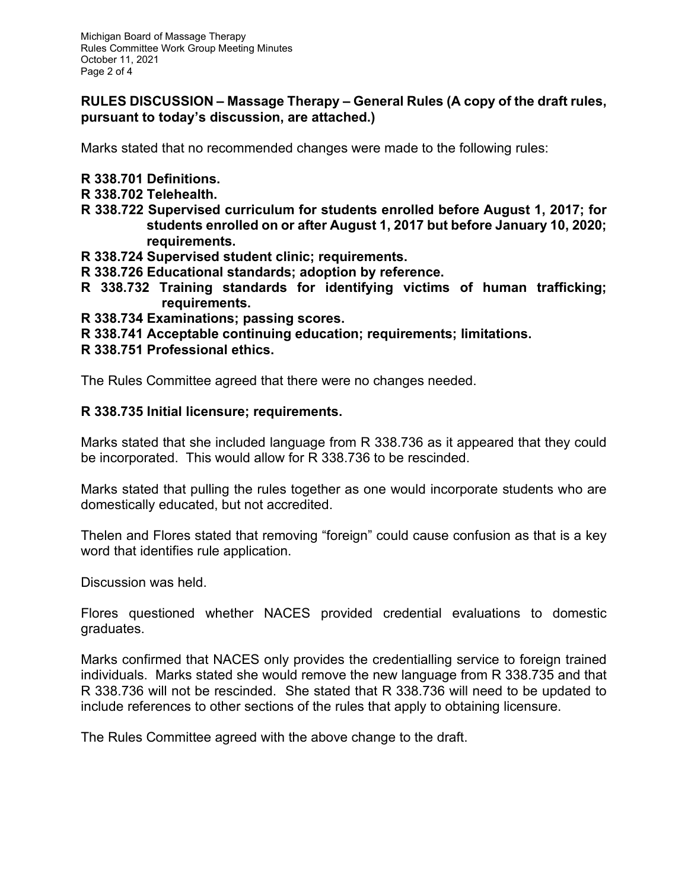## RULES DISCUSSION – Massage Therapy – General Rules (A copy of the draft rules, pursuant to today's discussion, are attached.)

Marks stated that no recommended changes were made to the following rules:

- **R 338.701 Definitions.**
- **R 338.702 Telehealth.**
- **R 338.722 Supervised curriculum for students enrolled before August 1, 2017; for students enrolled on or after August 1, 2017 but before January 10, 2020; requirements.**
- **R 338.724 Supervised student clinic; requirements.**
- **R 338.726 Educational standards; adoption by reference.**
- **R 338.732 Training standards for identifying victims of human trafficking; requirements.**
- **R 338.734 Examinations; passing scores.**
- **R 338.741 Acceptable continuing education; requirements; limitations.**
- **R 338.751 Professional ethics.**

The Rules Committee agreed that there were no changes needed.

### R 338.735 Initial licensure; requirements.

Marks stated that she included language from R 338.736 as it appeared that they could be incorporated. This would allow for R 338.736 to be rescinded.

Marks stated that pulling the rules together as one would incorporate students who are domestically educated, but not accredited.

Thelen and Flores stated that removing "foreign" could cause confusion as that is a key word that identifies rule application.

Discussion was held.

Flores questioned whether NACES provided credential evaluations to domestic graduates.

Marks confirmed that NACES only provides the credentialling service to foreign trained individuals. Marks stated she would remove the new language from R 338.735 and that R 338.736 will not be rescinded. She stated that R 338.736 will need to be updated to include references to other sections of the rules that apply to obtaining licensure.

The Rules Committee agreed with the above change to the draft.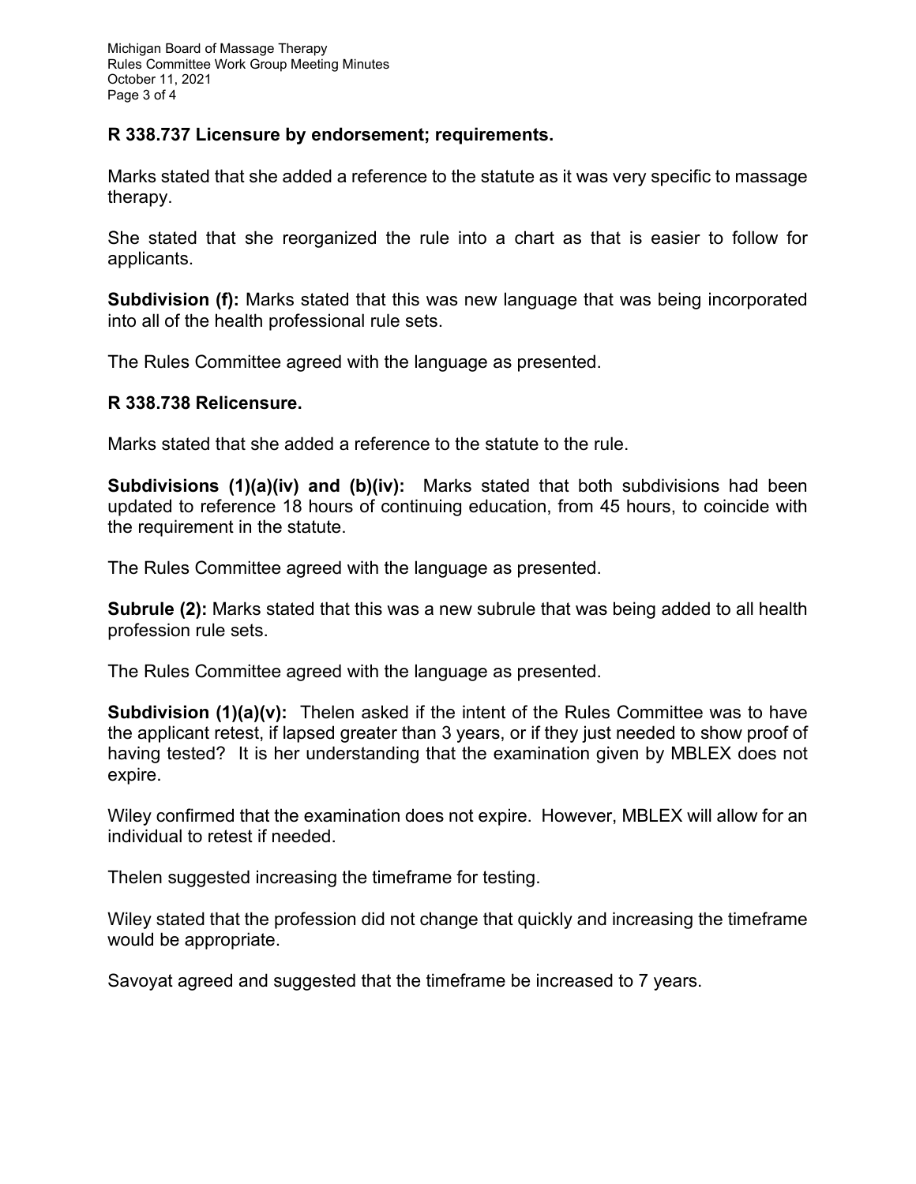### R 338.737 Licensure by endorsement; requirements.

Marks stated that she added a reference to the statute as it was very specific to massage therapy.

She stated that she reorganized the rule into a chart as that is easier to follow for applicants.

**Subdivision (f):** Marks stated that this was new language that was being incorporated into all of the health professional rule sets.

The Rules Committee agreed with the language as presented.

### R 338.738 Relicensure.

Marks stated that she added a reference to the statute to the rule.

**Subdivisions (1)(a)(iv) and (b)(iv):** Marks stated that both subdivisions had been updated to reference 18 hours of continuing education, from 45 hours, to coincide with the requirement in the statute.

The Rules Committee agreed with the language as presented.

**Subrule (2):** Marks stated that this was a new subrule that was being added to all health profession rule sets.

The Rules Committee agreed with the language as presented.

**Subdivision (1)(a)(v):** Thelen asked if the intent of the Rules Committee was to have the applicant retest, if lapsed greater than 3 years, or if they just needed to show proof of having tested? It is her understanding that the examination given by MBLEX does not expire.

Wiley confirmed that the examination does not expire. However, MBLEX will allow for an individual to retest if needed.

Thelen suggested increasing the timeframe for testing.

Wiley stated that the profession did not change that quickly and increasing the timeframe would be appropriate.

Savoyat agreed and suggested that the timeframe be increased to 7 years.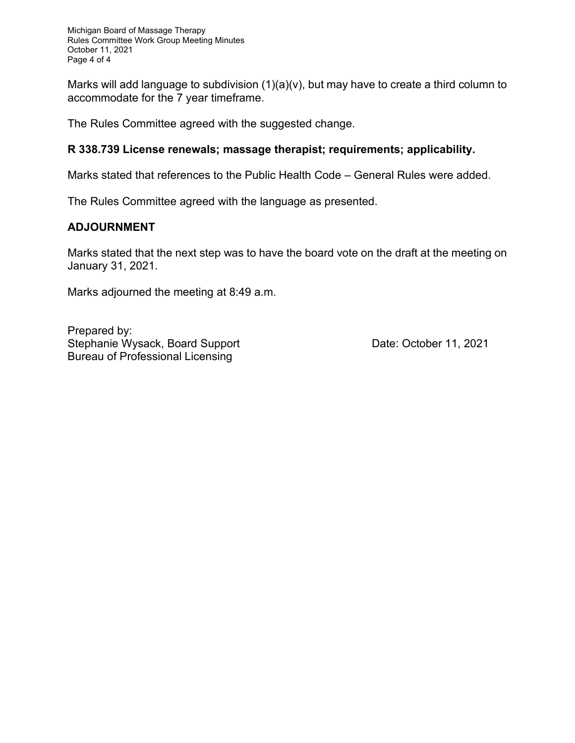Marks will add language to subdivision (1)(a)(v), but may have to create a third column to accommodate for the 7 year timeframe.

The Rules Committee agreed with the suggested change.

**R 338.739 License renewals; massage therapist; requirements; applicability.**

Marks stated that references to the Public Health Code – General Rules were added.

The Rules Committee agreed with the language as presented.

**ADJOURNMENT**

Marks stated that the next step was to have the board vote on the draft at the meeting on January 31, 2021.

Marks adjourned the meeting at 8:49 a.m.

Prepared by:
Stephanie Wysack, Board Support
Bureau of Professional Licensing

Date: October 11, 2021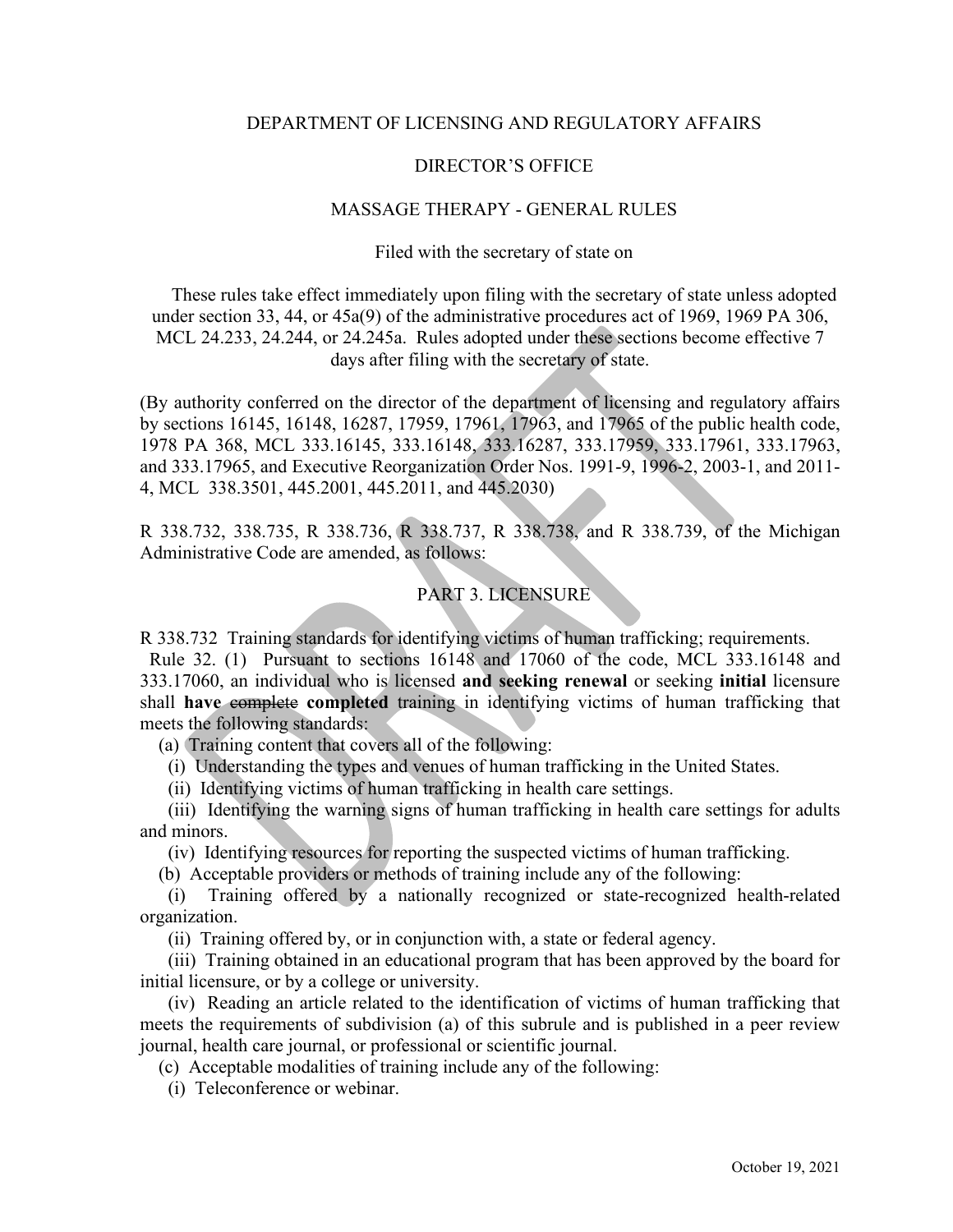DEPARTMENT OF LICENSING AND REGULATORY AFFAIRS

DIRECTOR'S OFFICE

MASSAGE THERAPY - GENERAL RULES

Filed with the secretary of state on

These rules take effect immediately upon filing with the secretary of state unless adopted under section 33, 44, or 45a(9) of the administrative procedures act of 1969, 1969 PA 306, MCL 24.233, 24.244, or 24.245a. Rules adopted under these sections become effective 7 days after filing with the secretary of state.

(By authority conferred on the director of the department of licensing and regulatory affairs by sections 16145, 16148, 16287, 17959, 17961, 17963, and 17965 of the public health code, 1978 PA 368, MCL 333.16145, 333.16148, 333.16287, 333.17959, 333.17961, 333.17963, and 333.17965, and Executive Reorganization Order Nos. 1991-9, 1996-2, 2003-1, and 2011-4, MCL 338.3501, 445.2001, 445.2011, and 445.2030)

R 338.732, 338.735, R 338.736, R 338.737, R 338.738, and R 338.739, of the Michigan Administrative Code are amended, as follows:

PART 3. LICENSURE

R 338.732 Training standards for identifying victims of human trafficking; requirements.

Rule 32. (1) Pursuant to sections 16148 and 17060 of the code, MCL 333.16148 and 333.17060, an individual who is licensed **and seeking renewal** or seeking **initial** licensure shall **have** ~~complete~~ **completed** training in identifying victims of human trafficking that meets the following standards:

(a) Training content that covers all of the following:

(i) Understanding the types and venues of human trafficking in the United States.

(ii) Identifying victims of human trafficking in health care settings.

(iii) Identifying the warning signs of human trafficking in health care settings for adults and minors.

(iv) Identifying resources for reporting the suspected victims of human trafficking.

(b) Acceptable providers or methods of training include any of the following:

(i) Training offered by a nationally recognized or state-recognized health-related organization.

(ii) Training offered by, or in conjunction with, a state or federal agency.

(iii) Training obtained in an educational program that has been approved by the board for initial licensure, or by a college or university.

(iv) Reading an article related to the identification of victims of human trafficking that meets the requirements of subdivision (a) of this subrule and is published in a peer review journal, health care journal, or professional or scientific journal.

(c) Acceptable modalities of training include any of the following:

(i) Teleconference or webinar.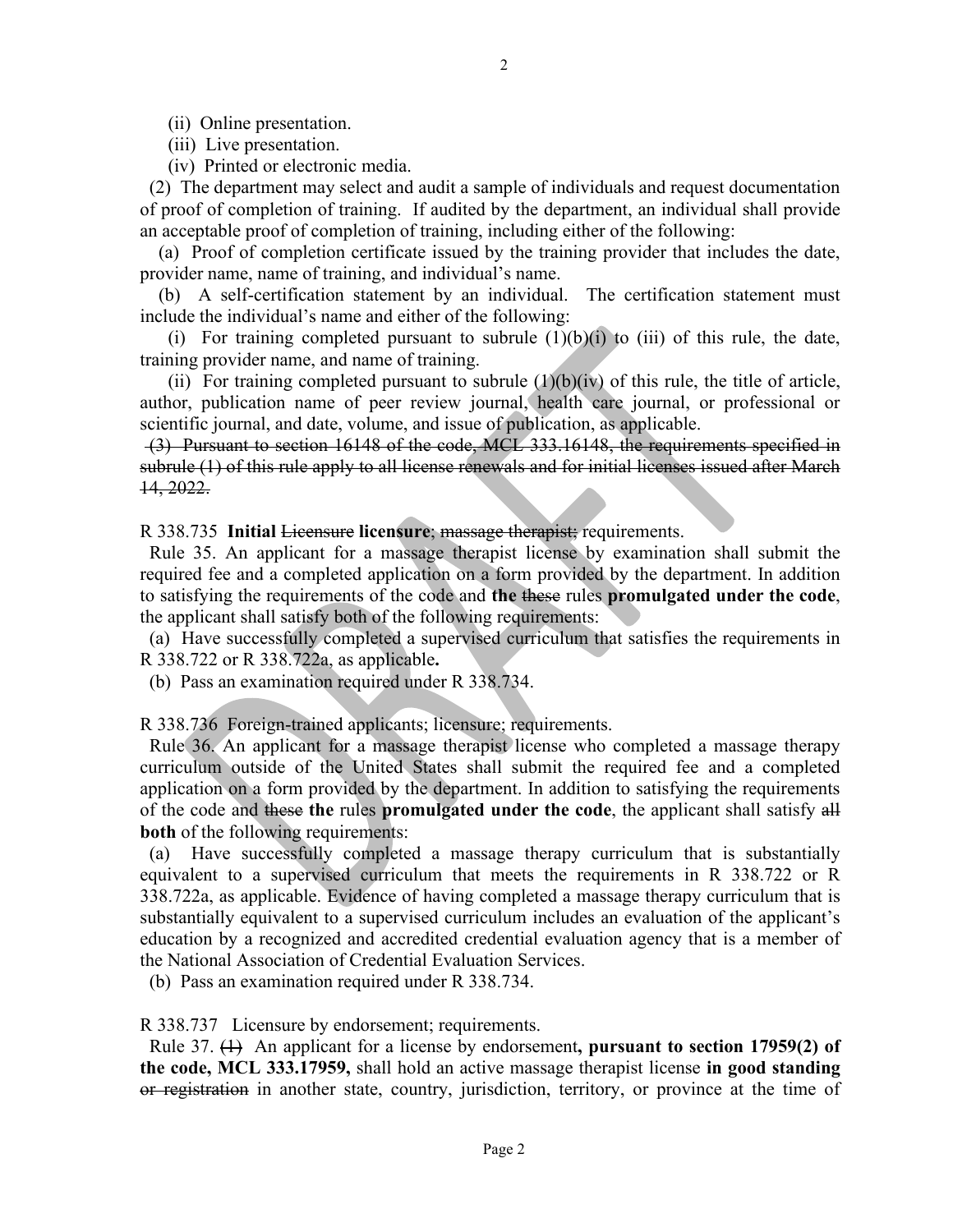(ii) Online presentation.

(iii) Live presentation.

(iv) Printed or electronic media.

(2) The department may select and audit a sample of individuals and request documentation of proof of completion of training. If audited by the department, an individual shall provide an acceptable proof of completion of training, including either of the following:

(a) Proof of completion certificate issued by the training provider that includes the date, provider name, name of training, and individual's name.

(b) A self-certification statement by an individual. The certification statement must include the individual's name and either of the following:

(i) For training completed pursuant to subrule (1)(b)(i) to (iii) of this rule, the date, training provider name, and name of training.

(ii) For training completed pursuant to subrule (1)(b)(iv) of this rule, the title of article, author, publication name of peer review journal, health care journal, or professional or scientific journal, and date, volume, and issue of publication, as applicable.

~~(3) Pursuant to section 16148 of the code, MCL 333.16148, the requirements specified in subrule (1) of this rule apply to all license renewals and for initial licenses issued after March 14, 2022.~~

R 338.735 **Initial** ~~Licensure~~ **licensure**; ~~massage therapist;~~ requirements.

Rule 35. An applicant for a massage therapist license by examination shall submit the required fee and a completed application on a form provided by the department. In addition to satisfying the requirements of the code and **the** ~~these~~ rules **promulgated under the code**, the applicant shall satisfy both of the following requirements:

(a) Have successfully completed a supervised curriculum that satisfies the requirements in R 338.722 or R 338.722a, as applicable**.**

(b) Pass an examination required under R 338.734.

R 338.736 Foreign-trained applicants; licensure; requirements.

Rule 36. An applicant for a massage therapist license who completed a massage therapy curriculum outside of the United States shall submit the required fee and a completed application on a form provided by the department. In addition to satisfying the requirements of the code and ~~these~~ **the** rules **promulgated under the code**, the applicant shall satisfy ~~all~~ **both** of the following requirements:

(a) Have successfully completed a massage therapy curriculum that is substantially equivalent to a supervised curriculum that meets the requirements in R 338.722 or R 338.722a, as applicable. Evidence of having completed a massage therapy curriculum that is substantially equivalent to a supervised curriculum includes an evaluation of the applicant's education by a recognized and accredited credential evaluation agency that is a member of the National Association of Credential Evaluation Services.

(b) Pass an examination required under R 338.734.

R 338.737 Licensure by endorsement; requirements.

Rule 37. ~~(1)~~ An applicant for a license by endorsement**, pursuant to section 17959(2) of the code, MCL 333.17959,** shall hold an active massage therapist license **in good standing** ~~or registration~~ in another state, country, jurisdiction, territory, or province at the time of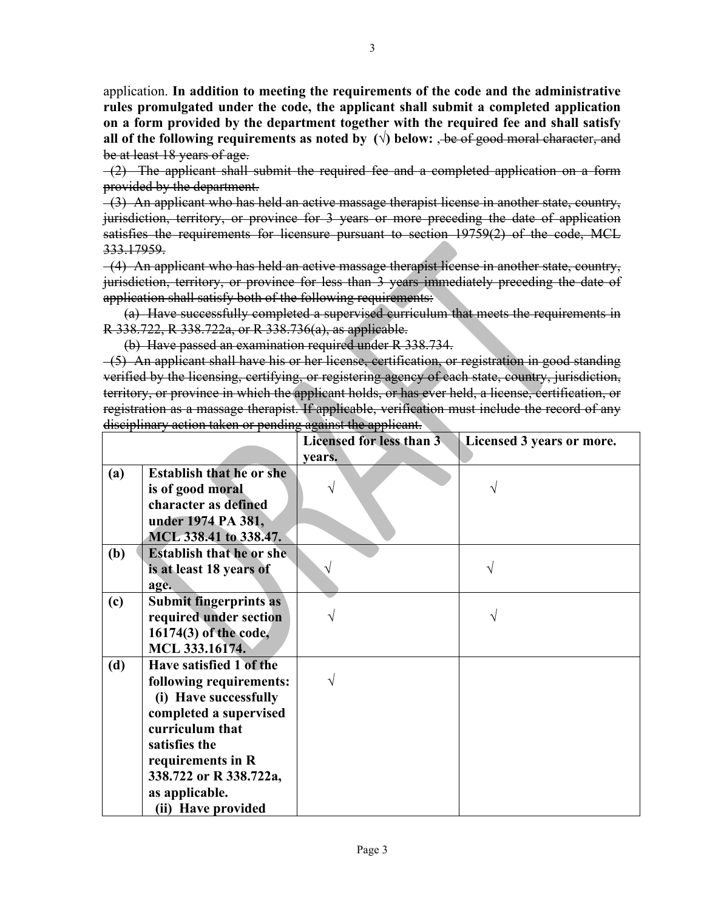application. **In addition to meeting the requirements of the code and the administrative rules promulgated under the code, the applicant shall submit a completed application on a form provided by the department together with the required fee and shall satisfy all of the following requirements as noted by (√) below:** ~~, be of good moral character, and be at least 18 years of age.~~

~~(2) The applicant shall submit the required fee and a completed application on a form provided by the department.~~

~~(3) An applicant who has held an active massage therapist license in another state, country, jurisdiction, territory, or province for 3 years or more preceding the date of application satisfies the requirements for licensure pursuant to section 19759(2) of the code, MCL 333.17959.~~

~~(4) An applicant who has held an active massage therapist license in another state, country, jurisdiction, territory, or province for less than 3 years immediately preceding the date of application shall satisfy both of the following requirements:~~

~~(a) Have successfully completed a supervised curriculum that meets the requirements in R 338.722, R 338.722a, or R 338.736(a), as applicable.~~

~~(b) Have passed an examination required under R 338.734.~~

~~(5) An applicant shall have his or her license, certification, or registration in good standing verified by the licensing, certifying, or registering agency of each state, country, jurisdiction, territory, or province in which the applicant holds, or has ever held, a license, certification, or registration as a massage therapist. If applicable, verification must include the record of any disciplinary action taken or pending against the applicant.~~

| | | **Licensed for less than 3 years.** | **Licensed 3 years or more.** |
|---|---|---|---|
| **(a)** | **Establish that he or she is of good moral character as defined under 1974 PA 381, MCL 338.41 to 338.47.** | √ | √ |
| **(b)** | **Establish that he or she is at least 18 years of age.** | √ | √ |
| **(c)** | **Submit fingerprints as required under section 16174(3) of the code, MCL 333.16174.** | √ | √ |
| **(d)** | **Have satisfied 1 of the following requirements:** **(i) Have successfully completed a supervised curriculum that satisfies the requirements in R 338.722 or R 338.722a, as applicable.** **(ii) Have provided** | √ | |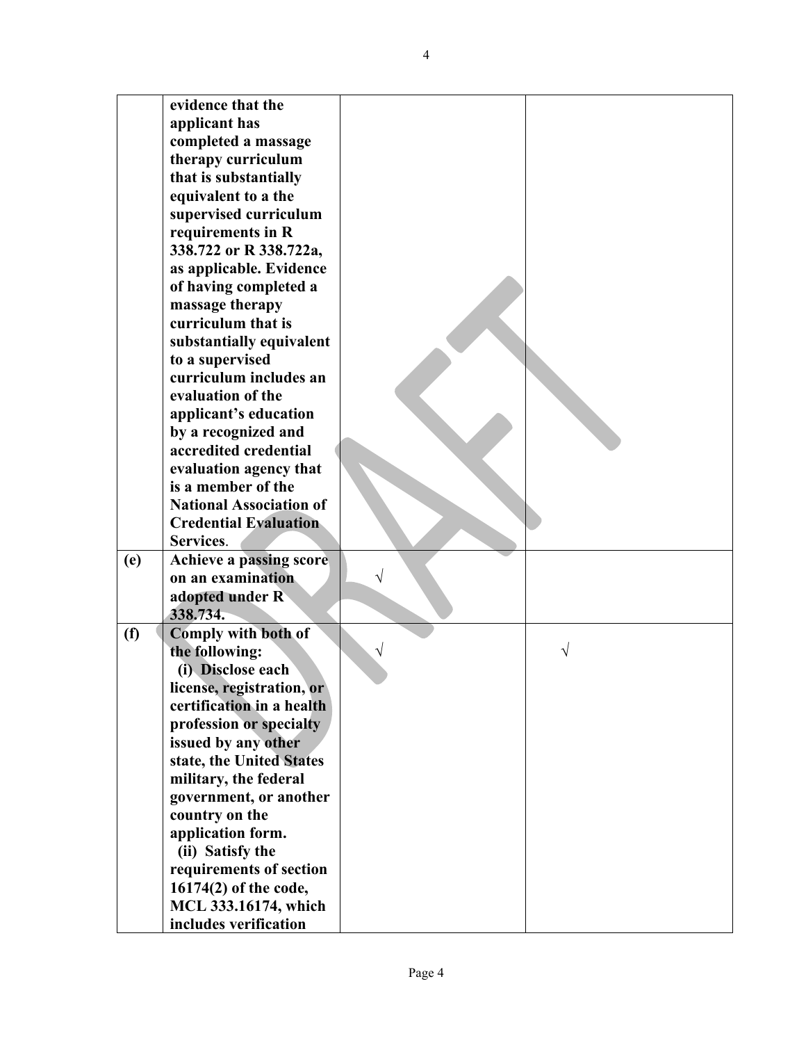| | | | |
|---|---|---|---|
| | **evidence that the applicant has completed a massage therapy curriculum that is substantially equivalent to a the supervised curriculum requirements in R 338.722 or R 338.722a, as applicable. Evidence of having completed a massage therapy curriculum that is substantially equivalent to a supervised curriculum includes an evaluation of the applicant's education by a recognized and accredited credential evaluation agency that is a member of the National Association of Credential Evaluation Services**. | | |
| **(e)** | **Achieve a passing score on an examination adopted under R 338.734.** | √ | |
| **(f)** | **Comply with both of the following:** **(i) Disclose each license, registration, or certification in a health profession or specialty issued by any other state, the United States military, the federal government, or another country on the application form.** **(ii) Satisfy the requirements of section 16174(2) of the code, MCL 333.16174, which includes verification** | √ | √ |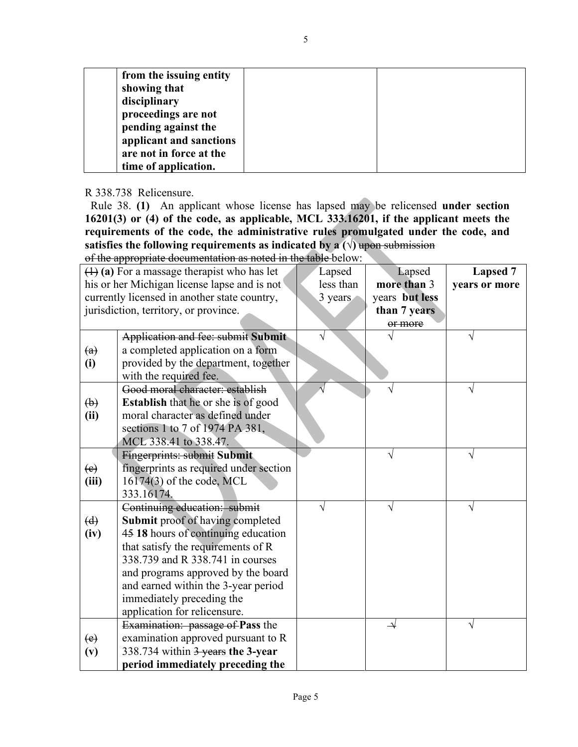| | **from the issuing entity showing that disciplinary proceedings are not pending against the applicant and sanctions are not in force at the time of application.** | | |
|---|---|---|---|

R 338.738 Relicensure.

Rule 38. **(1)** An applicant whose license has lapsed may be relicensed **under section 16201(3) or (4) of the code, as applicable, MCL 333.16201, if the applicant meets the requirements of the code, the administrative rules promulgated under the code, and satisfies the following requirements as indicated by a (√)** ~~upon submission of the appropriate documentation as noted in the table~~ below:

| ~~(1)~~ **(a)** For a massage therapist who has let his or her Michigan license lapse and is not currently licensed in another state country, jurisdiction, territory, or province. | | Lapsed less than 3 years | Lapsed **more than** 3 years **but less than 7 years** ~~or more~~ | **Lapsed 7 years or more** |
|---|---|---|---|---|
| ~~(a)~~ **(i)** | ~~Application and fee: submit~~ **Submit** a completed application on a form provided by the department, together with the required fee. | √ | √ | √ |
| ~~(b)~~ **(ii)** | ~~Good moral character: establish~~ **Establish** that he or she is of good moral character as defined under sections 1 to 7 of 1974 PA 381, MCL 338.41 to 338.47. | √ | √ | √ |
| ~~(c)~~ **(iii)** | ~~Fingerprints: submit~~ **Submit** fingerprints as required under section 16174(3) of the code, MCL 333.16174. | | √ | √ |
| ~~(d)~~ **(iv)** | ~~Continuing education: submit~~ **Submit** proof of having completed ~~45~~ **18** hours of continuing education that satisfy the requirements of R 338.739 and R 338.741 in courses and programs approved by the board and earned within the 3-year period immediately preceding the application for relicensure. | √ | √ | √ |
| ~~(e)~~ **(v)** | ~~Examination: passage of~~ **Pass** the examination approved pursuant to R 338.734 within ~~3 years~~ **the 3-year period immediately preceding the** | | ~~√~~ | √ |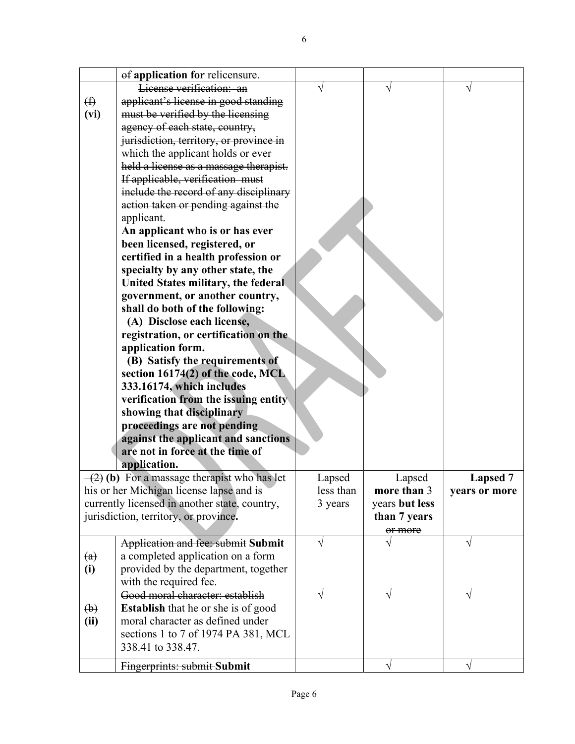| | | | | |
|---|---|---|---|---|
| | ~~of~~ **application for** relicensure. | | | |
| ~~(f)~~ **(vi)** | ~~License verification: an applicant's license in good standing must be verified by the licensing agency of each state, country, jurisdiction, territory, or province in which the applicant holds or ever held a license as a massage therapist. If applicable, verification must include the record of any disciplinary action taken or pending against the applicant.~~ **An applicant who is or has ever been licensed, registered, or certified in a health profession or specialty by any other state, the United States military, the federal government, or another country, shall do both of the following: (A) Disclose each license, registration, or certification on the application form. (B) Satisfy the requirements of section 16174(2) of the code, MCL 333.16174, which includes verification from the issuing entity showing that disciplinary proceedings are not pending against the applicant and sanctions are not in force at the time of application.** | √ | √ | √ |
| ~~(2)~~ **(b)** For a massage therapist who has let his or her Michigan license lapse and is currently licensed in another state, country, jurisdiction, territory, or province**.** | | Lapsed less than 3 years | Lapsed **more than** 3 years **but less than 7 years** ~~or more~~ | **Lapsed 7 years or more** |
| ~~(a)~~ **(i)** | ~~Application and fee: submit~~ **Submit** a completed application on a form provided by the department, together with the required fee. | √ | √ | √ |
| ~~(b)~~ **(ii)** | ~~Good moral character: establish~~ **Establish** that he or she is of good moral character as defined under sections 1 to 7 of 1974 PA 381, MCL 338.41 to 338.47. | √ | √ | √ |
| | ~~Fingerprints: submit~~ **Submit** | | √ | √ |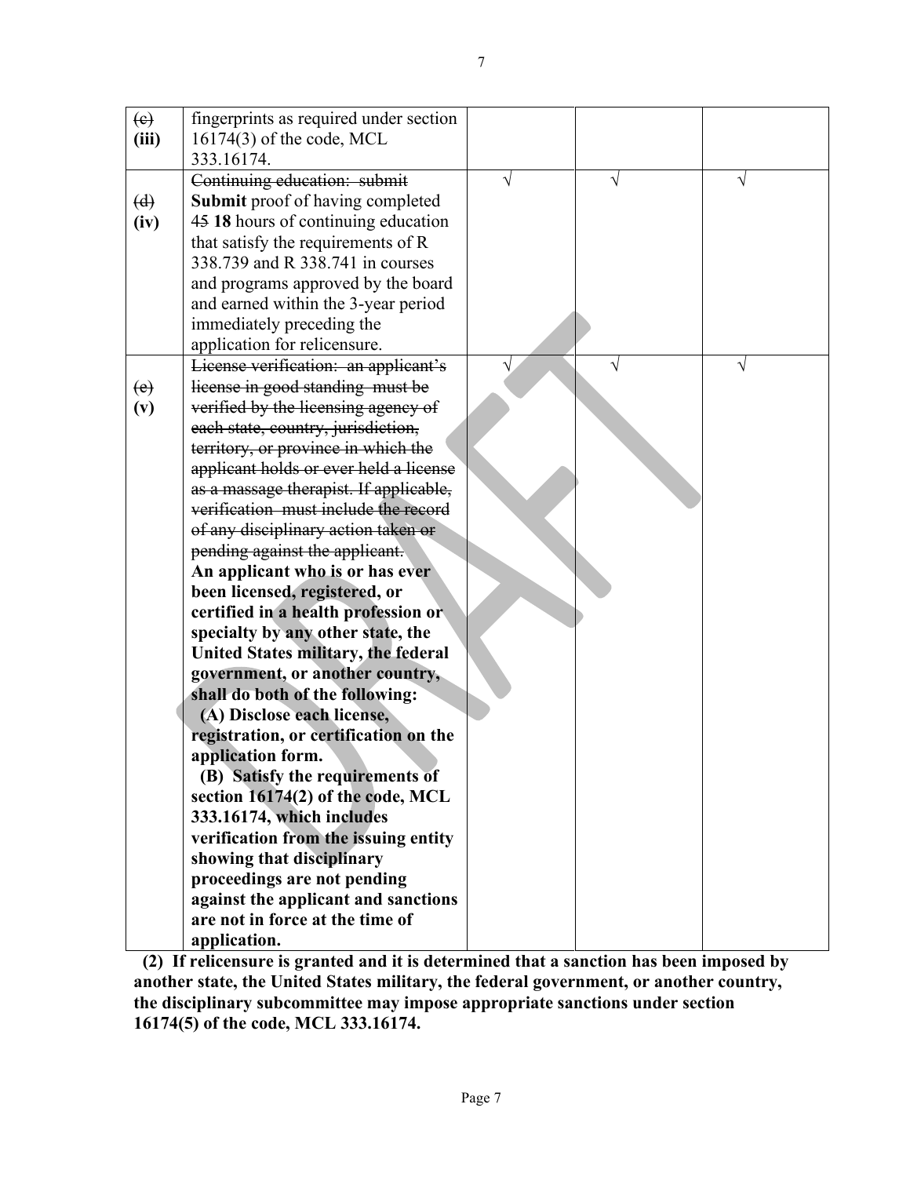| ~~(c)~~ **(iii)** | fingerprints as required under section 16174(3) of the code, MCL 333.16174. | | | |
|---|---|---|---|---|
| ~~(d)~~ **(iv)** | ~~Continuing education: submit~~ **Submit** proof of having completed ~~15~~ **18** hours of continuing education that satisfy the requirements of R 338.739 and R 338.741 in courses and programs approved by the board and earned within the 3-year period immediately preceding the application for relicensure. | √ | √ | √ |
| ~~(e)~~ **(v)** | ~~License verification: an applicant's license in good standing must be verified by the licensing agency of each state, country, jurisdiction, territory, or province in which the applicant holds or ever held a license as a massage therapist. If applicable, verification must include the record of any disciplinary action taken or pending against the applicant.~~ **An applicant who is or has ever been licensed, registered, or certified in a health profession or specialty by any other state, the United States military, the federal government, or another country, shall do both of the following:** **(A) Disclose each license, registration, or certification on the application form.** **(B) Satisfy the requirements of section 16174(2) of the code, MCL 333.16174, which includes verification from the issuing entity showing that disciplinary proceedings are not pending against the applicant and sanctions are not in force at the time of application.** | √ | √ | √ |

**(2) If relicensure is granted and it is determined that a sanction has been imposed by another state, the United States military, the federal government, or another country, the disciplinary subcommittee may impose appropriate sanctions under section 16174(5) of the code, MCL 333.16174.**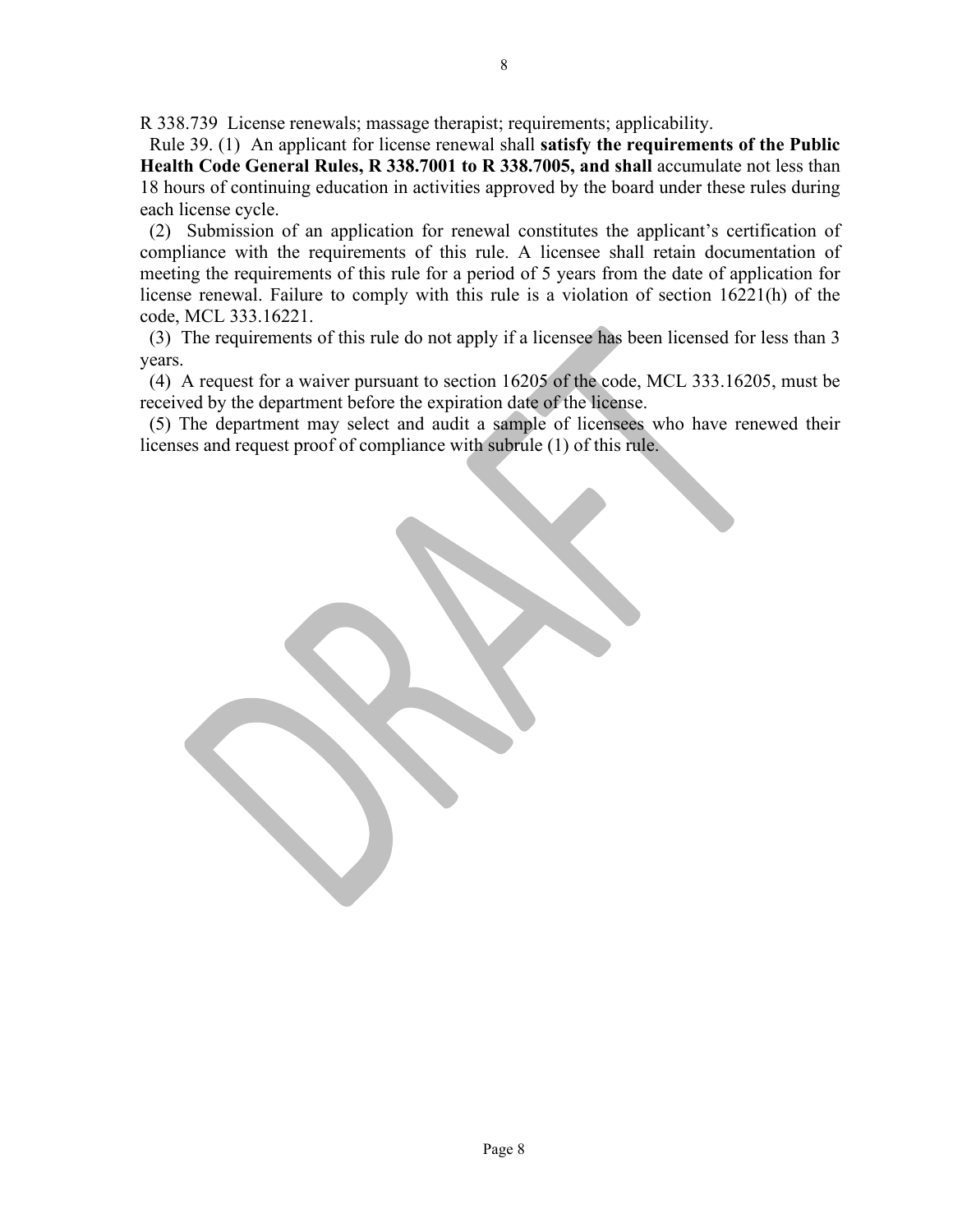R 338.739 License renewals; massage therapist; requirements; applicability.

Rule 39. (1) An applicant for license renewal shall **satisfy the requirements of the Public Health Code General Rules, R 338.7001 to R 338.7005, and shall** accumulate not less than 18 hours of continuing education in activities approved by the board under these rules during each license cycle.

(2) Submission of an application for renewal constitutes the applicant's certification of compliance with the requirements of this rule. A licensee shall retain documentation of meeting the requirements of this rule for a period of 5 years from the date of application for license renewal. Failure to comply with this rule is a violation of section 16221(h) of the code, MCL 333.16221.

(3) The requirements of this rule do not apply if a licensee has been licensed for less than 3 years.

(4) A request for a waiver pursuant to section 16205 of the code, MCL 333.16205, must be received by the department before the expiration date of the license.

(5) The department may select and audit a sample of licensees who have renewed their licenses and request proof of compliance with subrule (1) of this rule.